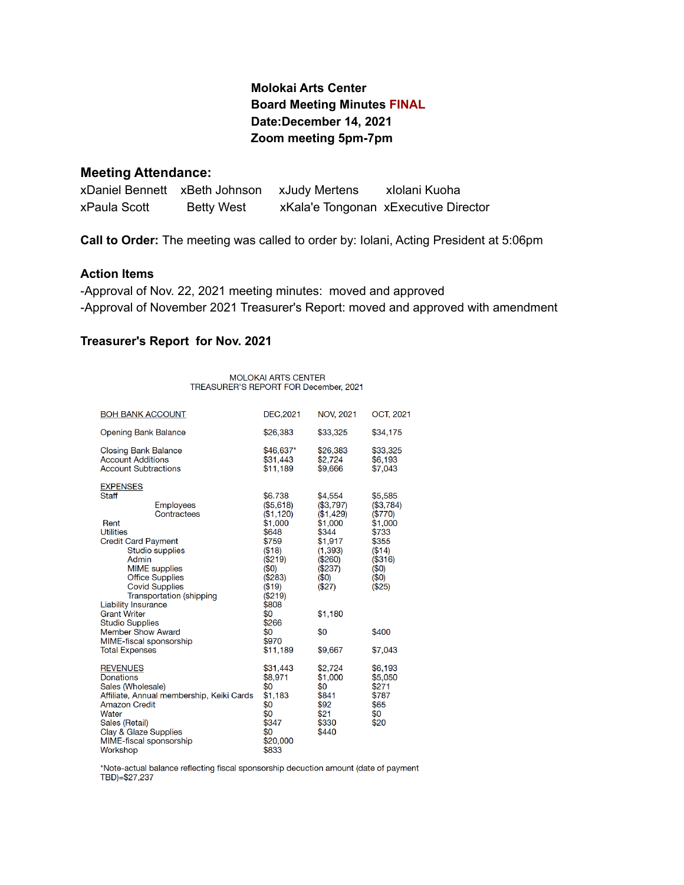**Molokai Arts Center**
**Board Meeting Minutes FINAL**
**Date:December 14, 2021**
**Zoom meeting 5pm-7pm**

## Meeting Attendance:

| | | | |
|---|---|---|---|
| xDaniel Bennett | xBeth Johnson | xJudy Mertens | xIolani Kuoha |
| xPaula Scott | Betty West | xKala'e Tongonan | xExecutive Director |

**Call to Order:** The meeting was called to order by: Iolani, Acting President at 5:06pm

## Action Items

-Approval of Nov. 22, 2021 meeting minutes: moved and approved
-Approval of November 2021 Treasurer's Report: moved and approved with amendment

## Treasurer's Report for Nov. 2021

MOLOKAI ARTS CENTER
TREASURER'S REPORT FOR December, 2021

| BOH BANK ACCOUNT | DEC,2021 | NOV, 2021 | OCT, 2021 |
|---|---|---|---|
| Opening Bank Balance | $26,383 | $33,325 | $34,175 |
| Closing Bank Balance | $46,637* | $26,383 | $33,325 |
| Account Additions | $31,443 | $2,724 | $6,193 |
| Account Subtractions | $11,189 | $9,666 | $7,043 |
| EXPENSES | | | |
| Staff | $6.738 | $4,554 | $5,585 |
| Employees | ($5,618) | ($3,797) | ($3,784) |
| Contractees | ($1,120) | ($1,429) | ($770) |
| Rent | $1,000 | $1,000 | $1,000 |
| Utilities | $648 | $344 | $733 |
| Credit Card Payment | $759 | $1,917 | $355 |
| Studio supplies | ($18) | (1,393) | ($14) |
| Admin | ($219) | ($260) | ($316) |
| MIME supplies | ($0) | ($237) | ($0) |
| Office Supplies | ($283) | ($0) | ($0) |
| Covid Supplies | ($19) | ($27) | ($25) |
| Transportation (shipping | ($219) | | |
| Liability Insurance | $808 | | |
| Grant Writer | $0 | $1,180 | |
| Studio Supplies | $266 | | |
| Member Show Award | $0 | $0 | $400 |
| MIME-fiscal sponsorship | $970 | | |
| Total Expenses | $11,189 | $9,667 | $7,043 |
| REVENUES | $31,443 | $2,724 | $6,193 |
| Donations | $8,971 | $1,000 | $5,050 |
| Sales (Wholesale) | $0 | $0 | $271 |
| Affiliate, Annual membership, Keiki Cards | $1,183 | $841 | $787 |
| Amazon Credit | $0 | $92 | $65 |
| Water | $0 | $21 | $0 |
| Sales (Retail) | $347 | $330 | $20 |
| Clay & Glaze Supplies | $0 | $440 | |
| MIME-fiscal sponsorship | $20,000 | | |
| Workshop | $833 | | |

*Note-actual balance reflecting fiscal sponsorship decuction amount (date of payment TBD)=$27,237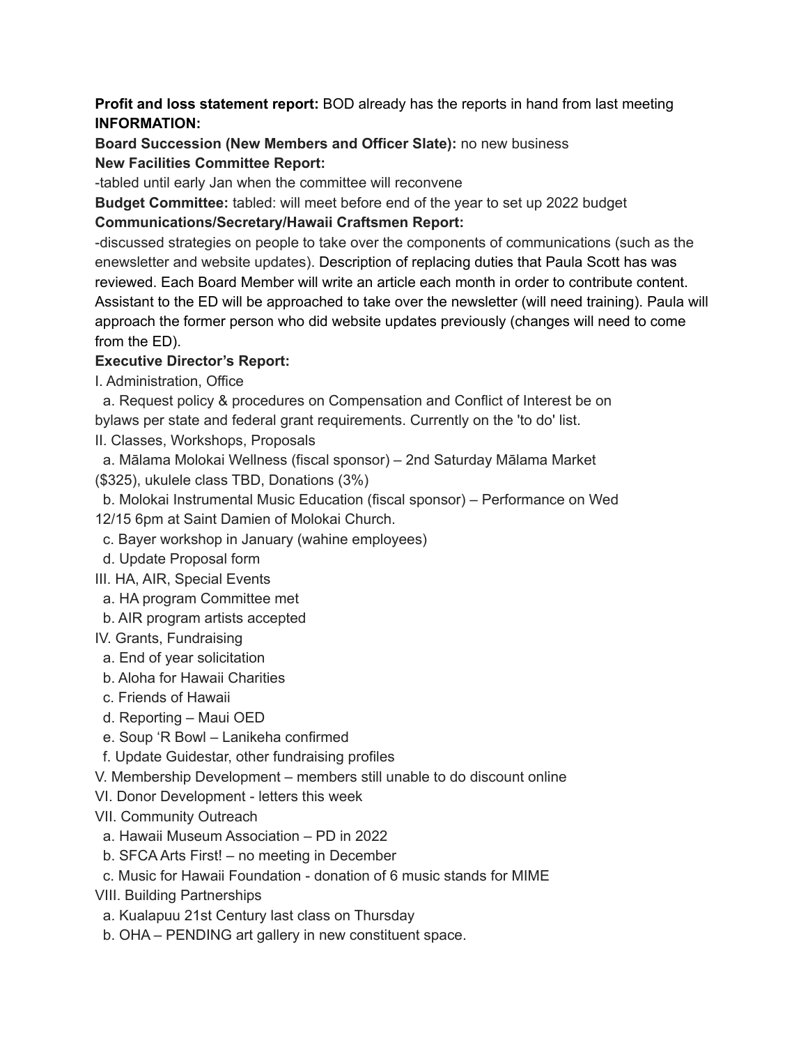**Profit and loss statement report:** BOD already has the reports in hand from last meeting
**INFORMATION:**
**Board Succession (New Members and Officer Slate):** no new business
**New Facilities Committee Report:**
-tabled until early Jan when the committee will reconvene
**Budget Committee:** tabled: will meet before end of the year to set up 2022 budget
**Communications/Secretary/Hawaii Craftsmen Report:**
-discussed strategies on people to take over the components of communications (such as the enewsletter and website updates). Description of replacing duties that Paula Scott has was reviewed. Each Board Member will write an article each month in order to contribute content. Assistant to the ED will be approached to take over the newsletter (will need training). Paula will approach the former person who did website updates previously (changes will need to come from the ED).
**Executive Director's Report:**
I. Administration, Office
  a. Request policy & procedures on Compensation and Conflict of Interest be on bylaws per state and federal grant requirements. Currently on the 'to do' list.
II. Classes, Workshops, Proposals
  a. Mālama Molokai Wellness (fiscal sponsor) – 2nd Saturday Mālama Market ($325), ukulele class TBD, Donations (3%)
  b. Molokai Instrumental Music Education (fiscal sponsor) – Performance on Wed 12/15 6pm at Saint Damien of Molokai Church.
  c. Bayer workshop in January (wahine employees)
  d. Update Proposal form
III. HA, AIR, Special Events
  a. HA program Committee met
  b. AIR program artists accepted
IV. Grants, Fundraising
  a. End of year solicitation
  b. Aloha for Hawaii Charities
  c. Friends of Hawaii
  d. Reporting – Maui OED
  e. Soup 'R Bowl – Lanikeha confirmed
  f. Update Guidestar, other fundraising profiles
V. Membership Development – members still unable to do discount online
VI. Donor Development - letters this week
VII. Community Outreach
  a. Hawaii Museum Association – PD in 2022
  b. SFCA Arts First! – no meeting in December
  c. Music for Hawaii Foundation - donation of 6 music stands for MIME
VIII. Building Partnerships
  a. Kualapuu 21st Century last class on Thursday
  b. OHA – PENDING art gallery in new constituent space.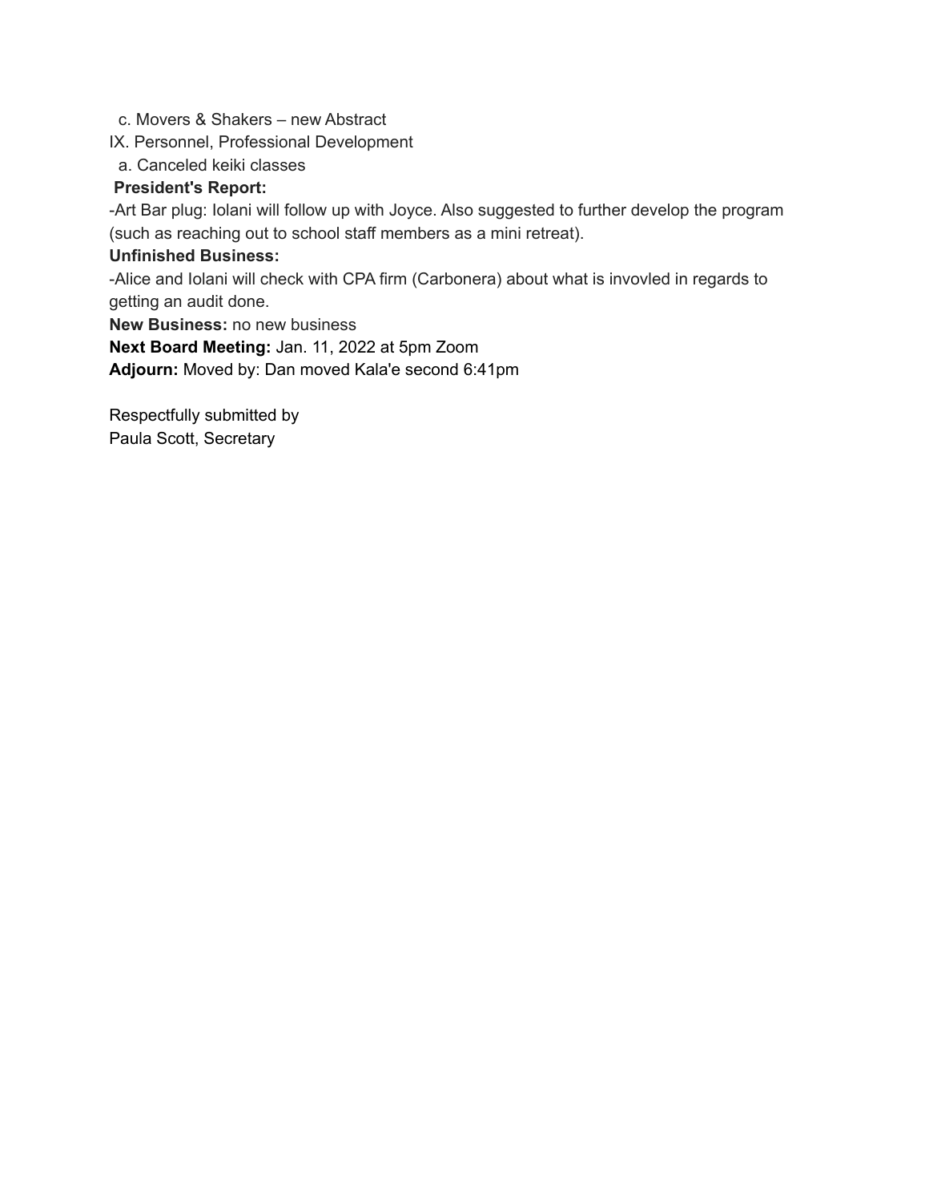c. Movers & Shakers – new Abstract

IX. Personnel, Professional Development

a. Canceled keiki classes

**President's Report:**

-Art Bar plug: Iolani will follow up with Joyce. Also suggested to further develop the program (such as reaching out to school staff members as a mini retreat).

**Unfinished Business:**

-Alice and Iolani will check with CPA firm (Carbonera) about what is invovled in regards to getting an audit done.

**New Business:** no new business

**Next Board Meeting:** Jan. 11, 2022 at 5pm Zoom

**Adjourn:** Moved by: Dan moved Kala'e second 6:41pm

Respectfully submitted by
Paula Scott, Secretary